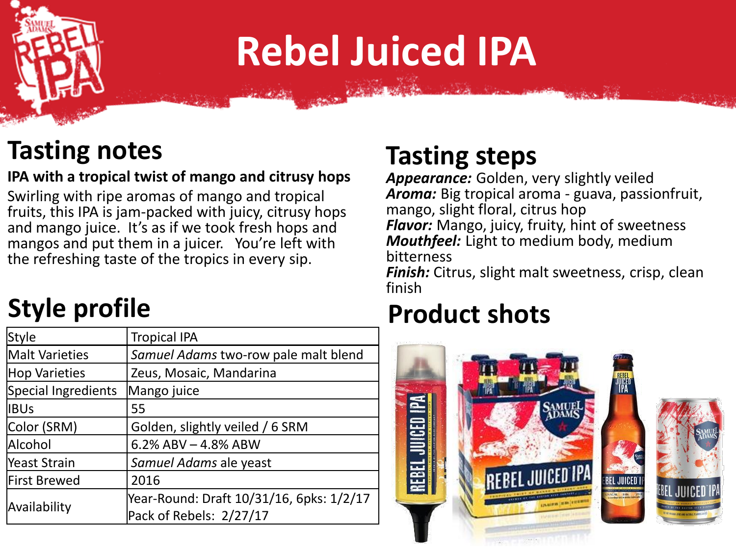# Rebel Juiced IPA

## Tasting notes

**IPA with a tropical twist of mango and citrusy hops**

Swirling with ripe aromas of mango and tropical fruits, this IPA is jam-packed with juicy, citrusy hops and mango juice. It's as if we took fresh hops and mangos and put them in a juicer. You're left with the refreshing taste of the tropics in every sip.

## Style profile

| Style | Tropical IPA |
|---|---|
| Malt Varieties | *Samuel Adams* two-row pale malt blend |
| Hop Varieties | Zeus, Mosaic, Mandarina |
| Special Ingredients | Mango juice |
| IBUs | 55 |
| Color (SRM) | Golden, slightly veiled / 6 SRM |
| Alcohol | 6.2% ABV – 4.8% ABW |
| Yeast Strain | *Samuel Adams* ale yeast |
| First Brewed | 2016 |
| Availability | Year-Round: Draft 10/31/16, 6pks: 1/2/17<br>Pack of Rebels: 2/27/17 |

## Tasting steps

***Appearance:*** Golden, very slightly veiled
***Aroma:*** Big tropical aroma - guava, passionfruit, mango, slight floral, citrus hop
***Flavor:*** Mango, juicy, fruity, hint of sweetness
***Mouthfeel:*** Light to medium body, medium bitterness
***Finish:*** Citrus, slight malt sweetness, crisp, clean finish

## Product shots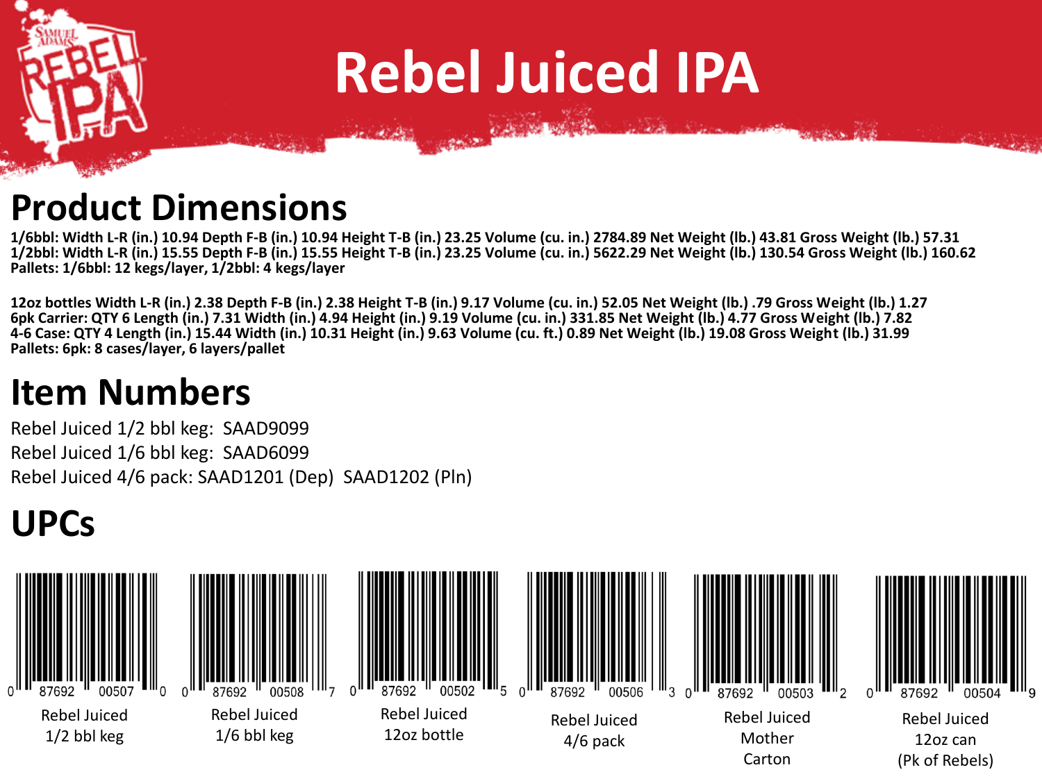# Rebel Juiced IPA

## Product Dimensions

**1/6bbl: Width L-R (in.) 10.94 Depth F-B (in.) 10.94 Height T-B (in.) 23.25 Volume (cu. in.) 2784.89 Net Weight (lb.) 43.81 Gross Weight (lb.) 57.31**
**1/2bbl: Width L-R (in.) 15.55 Depth F-B (in.) 15.55 Height T-B (in.) 23.25 Volume (cu. in.) 5622.29 Net Weight (lb.) 130.54 Gross Weight (lb.) 160.62**
**Pallets: 1/6bbl: 12 kegs/layer, 1/2bbl: 4 kegs/layer**

**12oz bottles Width L-R (in.) 2.38 Depth F-B (in.) 2.38 Height T-B (in.) 9.17 Volume (cu. in.) 52.05 Net Weight (lb.) .79 Gross Weight (lb.) 1.27**
**6pk Carrier: QTY 6 Length (in.) 7.31 Width (in.) 4.94 Height (in.) 9.19 Volume (cu. in.) 331.85 Net Weight (lb.) 4.77 Gross Weight (lb.) 7.82**
**4-6 Case: QTY 4 Length (in.) 15.44 Width (in.) 10.31 Height (in.) 9.63 Volume (cu. ft.) 0.89 Net Weight (lb.) 19.08 Gross Weight (lb.) 31.99**
**Pallets: 6pk: 8 cases/layer, 6 layers/pallet**

## Item Numbers

Rebel Juiced 1/2 bbl keg: SAAD9099
Rebel Juiced 1/6 bbl keg: SAAD6099
Rebel Juiced 4/6 pack: SAAD1201 (Dep) SAAD1202 (Pln)

## UPCs

0 87692 00507 0
Rebel Juiced 1/2 bbl keg

0 87692 00508 7
Rebel Juiced 1/6 bbl keg

0 87692 00502 5
Rebel Juiced 12oz bottle

0 87692 00506 3
Rebel Juiced 4/6 pack

0 87692 00503 2
Rebel Juiced Mother Carton

0 87692 00504 9
Rebel Juiced 12oz can (Pk of Rebels)